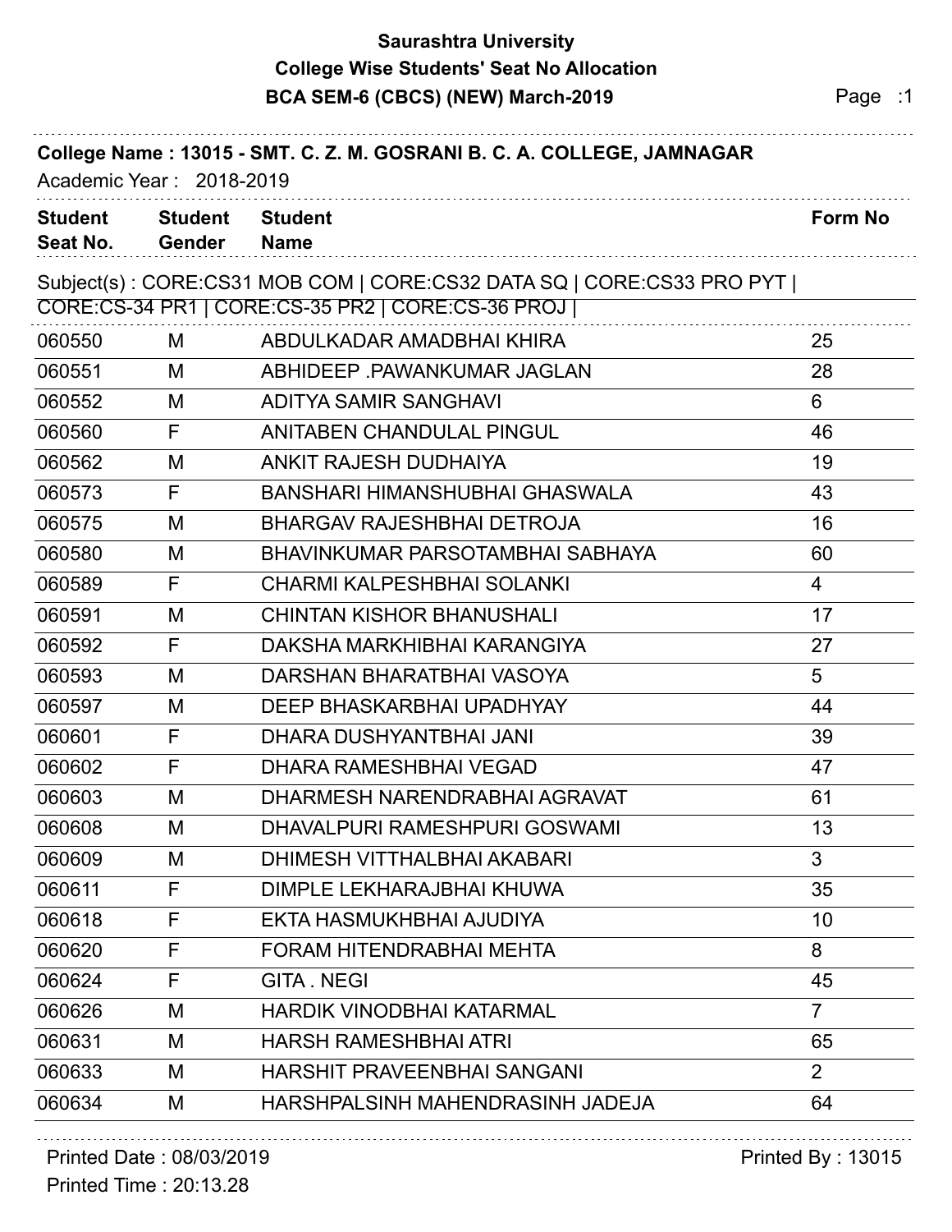# Saurashtra University

## College Wise Students' Seat No Allocation

## BCA SEM-6 (CBCS) (NEW) March-2019

**College Name : 13015 - SMT. C. Z. M. GOSRANI B. C. A. COLLEGE, JAMNAGAR**

Academic Year : 2018-2019

Subject(s) : CORE:CS31 MOB COM | CORE:CS32 DATA SQ | CORE:CS33 PRO PYT | CORE:CS-34 PR1 | CORE:CS-35 PR2 | CORE:CS-36 PROJ |

| Student Seat No. | Student Gender | Student Name | Form No |
|---|---|---|---|
| 060550 | M | ABDULKADAR AMADBHAI KHIRA | 25 |
| 060551 | M | ABHIDEEP .PAWANKUMAR JAGLAN | 28 |
| 060552 | M | ADITYA SAMIR SANGHAVI | 6 |
| 060560 | F | ANITABEN CHANDULAL PINGUL | 46 |
| 060562 | M | ANKIT RAJESH DUDHAIYA | 19 |
| 060573 | F | BANSHARI HIMANSHUBHAI GHASWALA | 43 |
| 060575 | M | BHARGAV RAJESHBHAI DETROJA | 16 |
| 060580 | M | BHAVINKUMAR PARSOTAMBHAI SABHAYA | 60 |
| 060589 | F | CHARMI KALPESHBHAI SOLANKI | 4 |
| 060591 | M | CHINTAN KISHOR BHANUSHALI | 17 |
| 060592 | F | DAKSHA MARKHIBHAI KARANGIYA | 27 |
| 060593 | M | DARSHAN BHARATBHAI VASOYA | 5 |
| 060597 | M | DEEP BHASKARBHAI UPADHYAY | 44 |
| 060601 | F | DHARA DUSHYANTBHAI JANI | 39 |
| 060602 | F | DHARA RAMESHBHAI VEGAD | 47 |
| 060603 | M | DHARMESH NARENDRABHAI AGRAVAT | 61 |
| 060608 | M | DHAVALPURI RAMESHPURI GOSWAMI | 13 |
| 060609 | M | DHIMESH VITTHALBHAI AKABARI | 3 |
| 060611 | F | DIMPLE LEKHARAJBHAI KHUWA | 35 |
| 060618 | F | EKTA HASMUKHBHAI AJUDIYA | 10 |
| 060620 | F | FORAM HITENDRABHAI MEHTA | 8 |
| 060624 | F | GITA . NEGI | 45 |
| 060626 | M | HARDIK VINODBHAI KATARMAL | 7 |
| 060631 | M | HARSH RAMESHBHAI ATRI | 65 |
| 060633 | M | HARSHIT PRAVEENBHAI SANGANI | 2 |
| 060634 | M | HARSHPALSINH MAHENDRASINH JADEJA | 64 |

Printed Date : 08/03/2019

Printed Time : 20:13.28

Printed By : 13015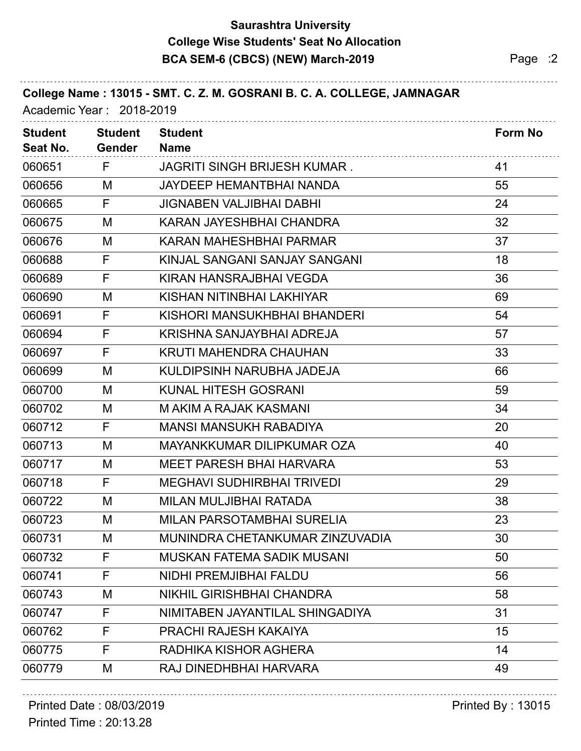# Saurashtra University

## College Wise Students' Seat No Allocation

## BCA SEM-6 (CBCS) (NEW) March-2019

**College Name : 13015 - SMT. C. Z. M. GOSRANI B. C. A. COLLEGE, JAMNAGAR**

Academic Year : 2018-2019

| Student Seat No. | Student Gender | Student Name | Form No |
|---|---|---|---|
| 060651 | F | JAGRITI SINGH BRIJESH KUMAR . | 41 |
| 060656 | M | JAYDEEP HEMANTBHAI NANDA | 55 |
| 060665 | F | JIGNABEN VALJIBHAI DABHI | 24 |
| 060675 | M | KARAN JAYESHBHAI CHANDRA | 32 |
| 060676 | M | KARAN MAHESHBHAI PARMAR | 37 |
| 060688 | F | KINJAL SANGANI SANJAY SANGANI | 18 |
| 060689 | F | KIRAN HANSRAJBHAI VEGDA | 36 |
| 060690 | M | KISHAN NITINBHAI LAKHIYAR | 69 |
| 060691 | F | KISHORI MANSUKHBHAI BHANDERI | 54 |
| 060694 | F | KRISHNA SANJAYBHAI ADREJA | 57 |
| 060697 | F | KRUTI MAHENDRA CHAUHAN | 33 |
| 060699 | M | KULDIPSINH NARUBHA JADEJA | 66 |
| 060700 | M | KUNAL HITESH GOSRANI | 59 |
| 060702 | M | M AKIM A RAJAK KASMANI | 34 |
| 060712 | F | MANSI MANSUKH RABADIYA | 20 |
| 060713 | M | MAYANKKUMAR DILIPKUMAR OZA | 40 |
| 060717 | M | MEET PARESH BHAI HARVARA | 53 |
| 060718 | F | MEGHAVI SUDHIRBHAI TRIVEDI | 29 |
| 060722 | M | MILAN MULJIBHAI RATADA | 38 |
| 060723 | M | MILAN PARSOTAMBHAI SURELIA | 23 |
| 060731 | M | MUNINDRA CHETANKUMAR ZINZUVADIA | 30 |
| 060732 | F | MUSKAN FATEMA SADIK MUSANI | 50 |
| 060741 | F | NIDHI PREMJIBHAI FALDU | 56 |
| 060743 | M | NIKHIL GIRISHBHAI CHANDRA | 58 |
| 060747 | F | NIMITABEN JAYANTILAL SHINGADIYA | 31 |
| 060762 | F | PRACHI RAJESH KAKAIYA | 15 |
| 060775 | F | RADHIKA KISHOR AGHERA | 14 |
| 060779 | M | RAJ DINEDHBHAI HARVARA | 49 |

Printed Date : 08/03/2019

Printed Time : 20:13.28

Printed By : 13015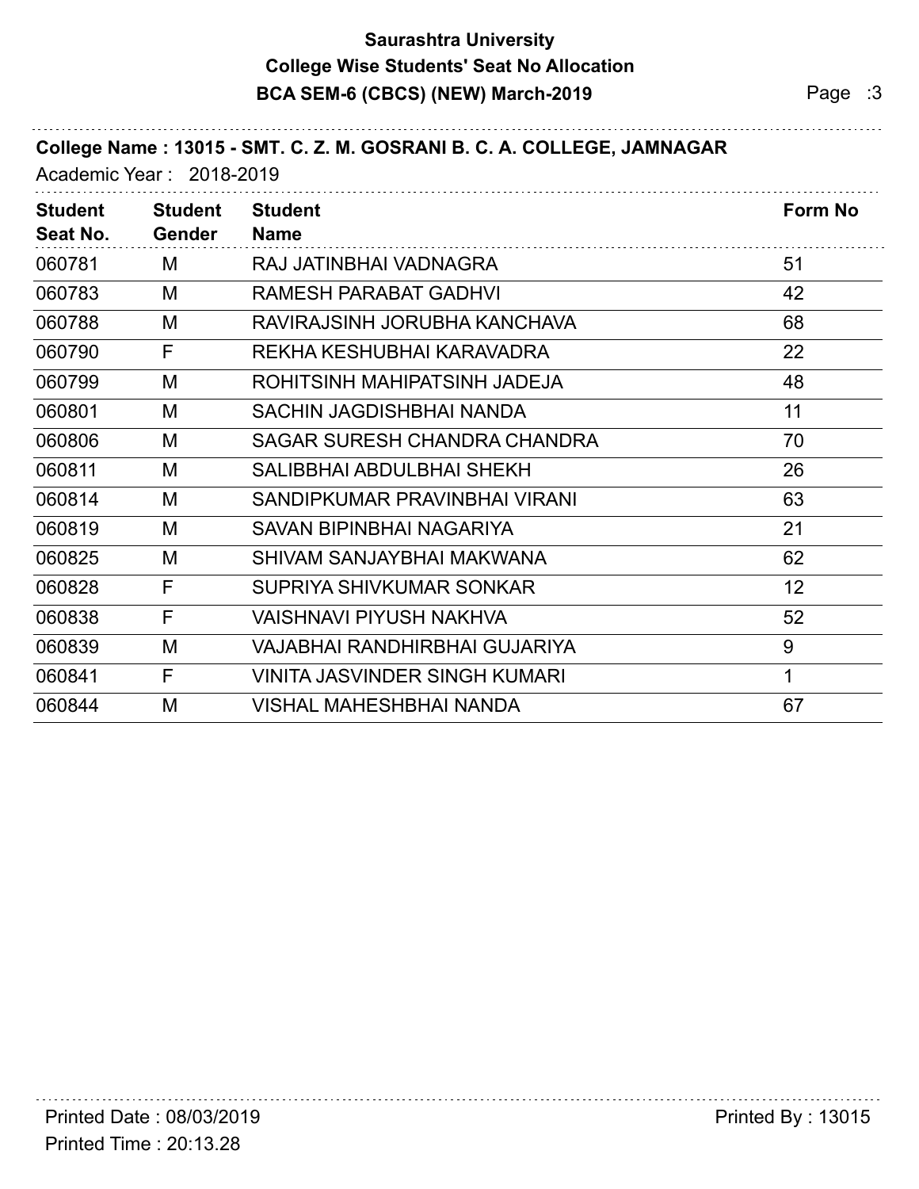**Saurashtra University**
**College Wise Students' Seat No Allocation**
**BCA SEM-6 (CBCS) (NEW) March-2019**

**College Name : 13015 - SMT. C. Z. M. GOSRANI B. C. A. COLLEGE, JAMNAGAR**

Academic Year : 2018-2019

| Student Seat No. | Student Gender | Student Name | Form No |
|---|---|---|---|
| 060781 | M | RAJ JATINBHAI VADNAGRA | 51 |
| 060783 | M | RAMESH PARABAT GADHVI | 42 |
| 060788 | M | RAVIRAJSINH JORUBHA KANCHAVA | 68 |
| 060790 | F | REKHA KESHUBHAI KARAVADRA | 22 |
| 060799 | M | ROHITSINH MAHIPATSINH JADEJA | 48 |
| 060801 | M | SACHIN JAGDISHBHAI NANDA | 11 |
| 060806 | M | SAGAR SURESH CHANDRA CHANDRA | 70 |
| 060811 | M | SALIBBHAI ABDULBHAI SHEKH | 26 |
| 060814 | M | SANDIPKUMAR PRAVINBHAI VIRANI | 63 |
| 060819 | M | SAVAN BIPINBHAI NAGARIYA | 21 |
| 060825 | M | SHIVAM SANJAYBHAI MAKWANA | 62 |
| 060828 | F | SUPRIYA SHIVKUMAR SONKAR | 12 |
| 060838 | F | VAISHNAVI PIYUSH NAKHVA | 52 |
| 060839 | M | VAJABHAI RANDHIRBHAI GUJARIYA | 9 |
| 060841 | F | VINITA JASVINDER SINGH KUMARI | 1 |
| 060844 | M | VISHAL MAHESHBHAI NANDA | 67 |

Printed Date : 08/03/2019
Printed Time : 20:13.28
Printed By : 13015